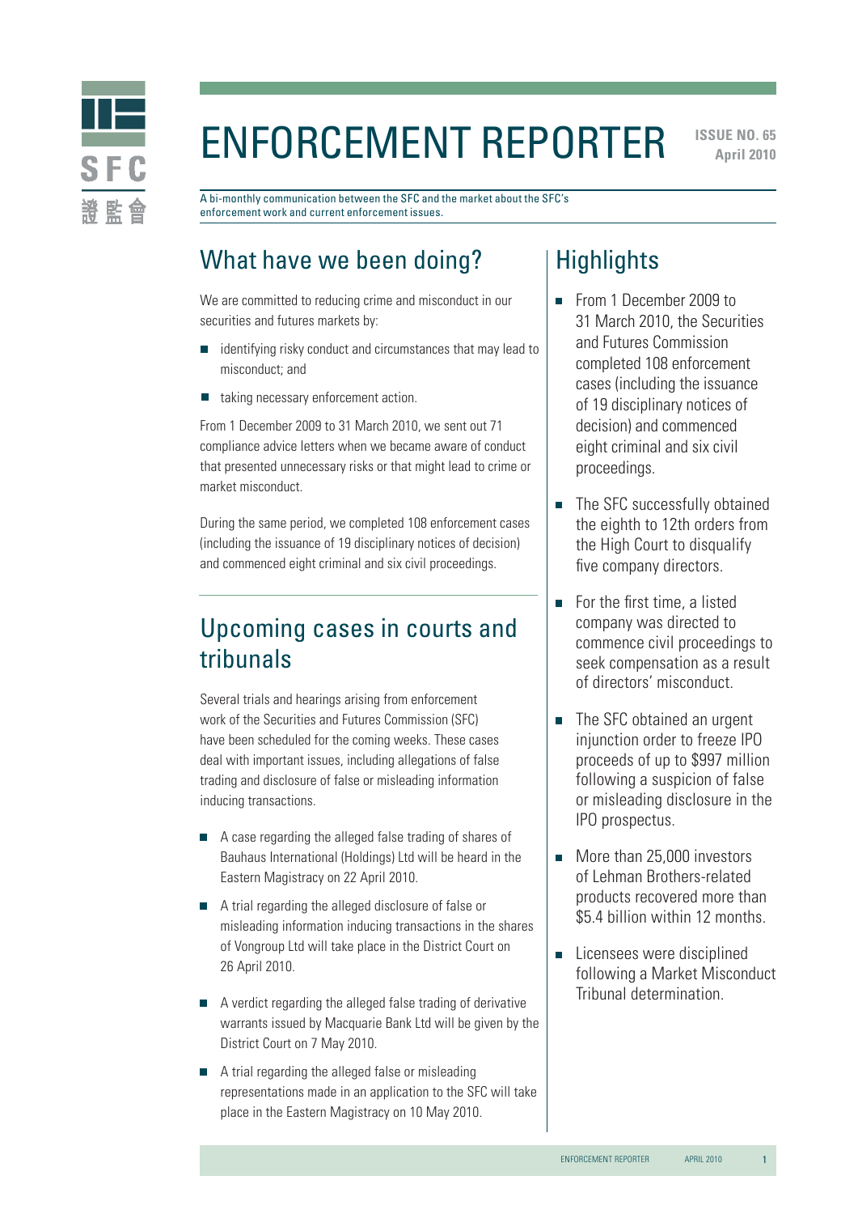# ENFORCEMENT REPORTER

**ISSUE NO. 65**
**April 2010**

A bi-monthly communication between the SFC and the market about the SFC's enforcement work and current enforcement issues.

## What have we been doing?

We are committed to reducing crime and misconduct in our securities and futures markets by:

- identifying risky conduct and circumstances that may lead to misconduct; and
- taking necessary enforcement action.

From 1 December 2009 to 31 March 2010, we sent out 71 compliance advice letters when we became aware of conduct that presented unnecessary risks or that might lead to crime or market misconduct.

During the same period, we completed 108 enforcement cases (including the issuance of 19 disciplinary notices of decision) and commenced eight criminal and six civil proceedings.

## Upcoming cases in courts and tribunals

Several trials and hearings arising from enforcement work of the Securities and Futures Commission (SFC) have been scheduled for the coming weeks. These cases deal with important issues, including allegations of false trading and disclosure of false or misleading information inducing transactions.

- A case regarding the alleged false trading of shares of Bauhaus International (Holdings) Ltd will be heard in the Eastern Magistracy on 22 April 2010.
- A trial regarding the alleged disclosure of false or misleading information inducing transactions in the shares of Vongroup Ltd will take place in the District Court on 26 April 2010.
- A verdict regarding the alleged false trading of derivative warrants issued by Macquarie Bank Ltd will be given by the District Court on 7 May 2010.
- A trial regarding the alleged false or misleading representations made in an application to the SFC will take place in the Eastern Magistracy on 10 May 2010.

## Highlights

- From 1 December 2009 to 31 March 2010, the Securities and Futures Commission completed 108 enforcement cases (including the issuance of 19 disciplinary notices of decision) and commenced eight criminal and six civil proceedings.
- The SFC successfully obtained the eighth to 12th orders from the High Court to disqualify five company directors.
- For the first time, a listed company was directed to commence civil proceedings to seek compensation as a result of directors' misconduct.
- The SFC obtained an urgent injunction order to freeze IPO proceeds of up to $997 million following a suspicion of false or misleading disclosure in the IPO prospectus.
- More than 25,000 investors of Lehman Brothers-related products recovered more than $5.4 billion within 12 months.
- Licensees were disciplined following a Market Misconduct Tribunal determination.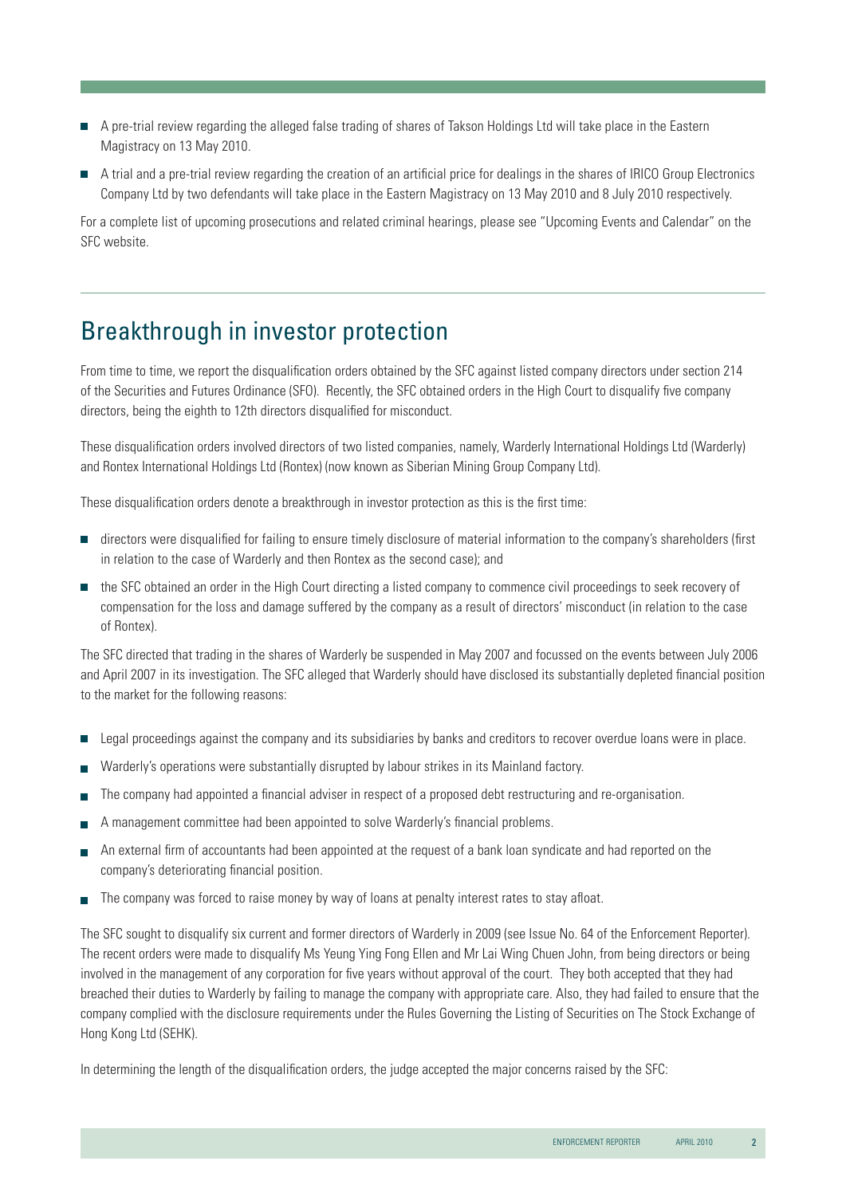- A pre-trial review regarding the alleged false trading of shares of Takson Holdings Ltd will take place in the Eastern Magistracy on 13 May 2010.
- A trial and a pre-trial review regarding the creation of an artificial price for dealings in the shares of IRICO Group Electronics Company Ltd by two defendants will take place in the Eastern Magistracy on 13 May 2010 and 8 July 2010 respectively.

For a complete list of upcoming prosecutions and related criminal hearings, please see "Upcoming Events and Calendar" on the SFC website.

## Breakthrough in investor protection

From time to time, we report the disqualification orders obtained by the SFC against listed company directors under section 214 of the Securities and Futures Ordinance (SFO). Recently, the SFC obtained orders in the High Court to disqualify five company directors, being the eighth to 12th directors disqualified for misconduct.

These disqualification orders involved directors of two listed companies, namely, Warderly International Holdings Ltd (Warderly) and Rontex International Holdings Ltd (Rontex) (now known as Siberian Mining Group Company Ltd).

These disqualification orders denote a breakthrough in investor protection as this is the first time:

- directors were disqualified for failing to ensure timely disclosure of material information to the company's shareholders (first in relation to the case of Warderly and then Rontex as the second case); and
- the SFC obtained an order in the High Court directing a listed company to commence civil proceedings to seek recovery of compensation for the loss and damage suffered by the company as a result of directors' misconduct (in relation to the case of Rontex).

The SFC directed that trading in the shares of Warderly be suspended in May 2007 and focussed on the events between July 2006 and April 2007 in its investigation. The SFC alleged that Warderly should have disclosed its substantially depleted financial position to the market for the following reasons:

- Legal proceedings against the company and its subsidiaries by banks and creditors to recover overdue loans were in place.
- Warderly's operations were substantially disrupted by labour strikes in its Mainland factory.
- The company had appointed a financial adviser in respect of a proposed debt restructuring and re-organisation.
- A management committee had been appointed to solve Warderly's financial problems.
- An external firm of accountants had been appointed at the request of a bank loan syndicate and had reported on the company's deteriorating financial position.
- The company was forced to raise money by way of loans at penalty interest rates to stay afloat.

The SFC sought to disqualify six current and former directors of Warderly in 2009 (see Issue No. 64 of the Enforcement Reporter). The recent orders were made to disqualify Ms Yeung Ying Fong Ellen and Mr Lai Wing Chuen John, from being directors or being involved in the management of any corporation for five years without approval of the court. They both accepted that they had breached their duties to Warderly by failing to manage the company with appropriate care. Also, they had failed to ensure that the company complied with the disclosure requirements under the Rules Governing the Listing of Securities on The Stock Exchange of Hong Kong Ltd (SEHK).

In determining the length of the disqualification orders, the judge accepted the major concerns raised by the SFC: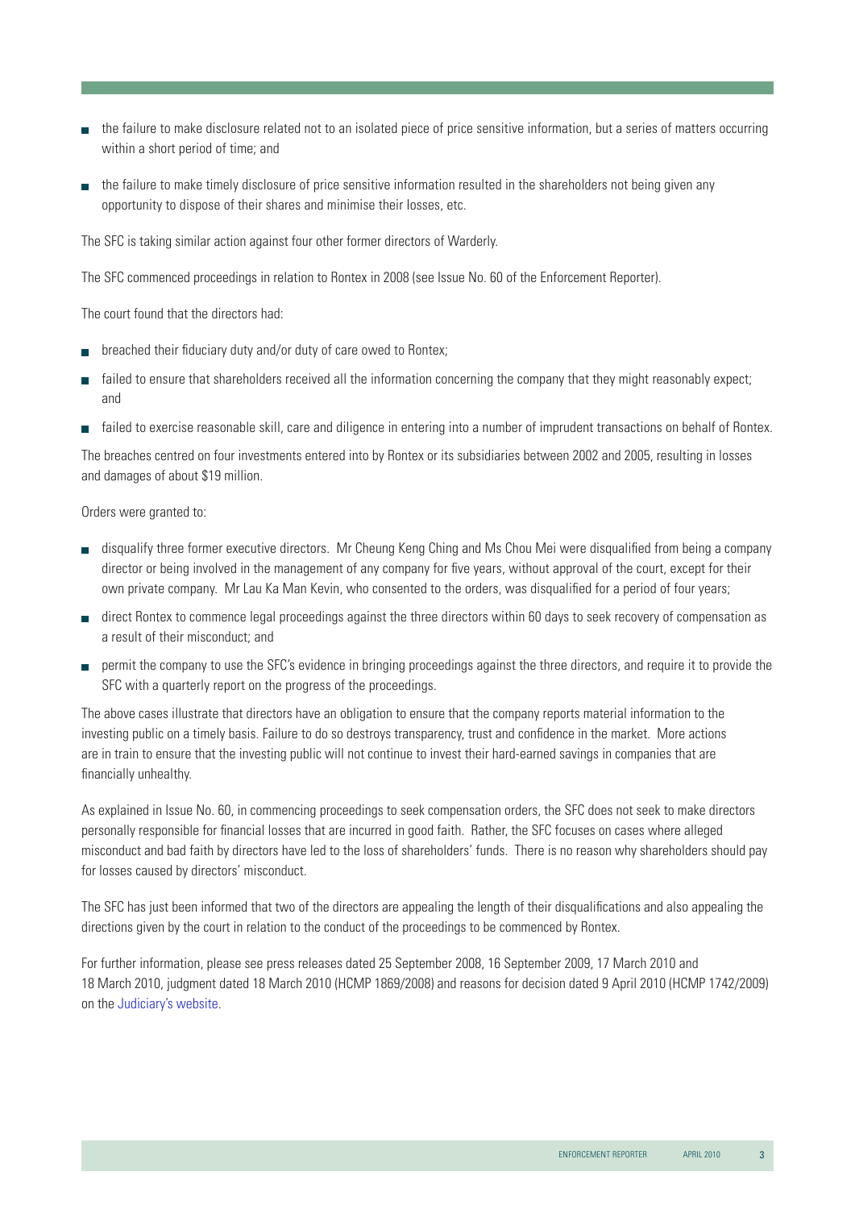- the failure to make disclosure related not to an isolated piece of price sensitive information, but a series of matters occurring within a short period of time; and
- the failure to make timely disclosure of price sensitive information resulted in the shareholders not being given any opportunity to dispose of their shares and minimise their losses, etc.

The SFC is taking similar action against four other former directors of Warderly.

The SFC commenced proceedings in relation to Rontex in 2008 (see Issue No. 60 of the Enforcement Reporter).

The court found that the directors had:

- breached their fiduciary duty and/or duty of care owed to Rontex;
- failed to ensure that shareholders received all the information concerning the company that they might reasonably expect; and
- failed to exercise reasonable skill, care and diligence in entering into a number of imprudent transactions on behalf of Rontex.

The breaches centred on four investments entered into by Rontex or its subsidiaries between 2002 and 2005, resulting in losses and damages of about $19 million.

Orders were granted to:

- disqualify three former executive directors. Mr Cheung Keng Ching and Ms Chou Mei were disqualified from being a company director or being involved in the management of any company for five years, without approval of the court, except for their own private company. Mr Lau Ka Man Kevin, who consented to the orders, was disqualified for a period of four years;
- direct Rontex to commence legal proceedings against the three directors within 60 days to seek recovery of compensation as a result of their misconduct; and
- permit the company to use the SFC's evidence in bringing proceedings against the three directors, and require it to provide the SFC with a quarterly report on the progress of the proceedings.

The above cases illustrate that directors have an obligation to ensure that the company reports material information to the investing public on a timely basis. Failure to do so destroys transparency, trust and confidence in the market. More actions are in train to ensure that the investing public will not continue to invest their hard-earned savings in companies that are financially unhealthy.

As explained in Issue No. 60, in commencing proceedings to seek compensation orders, the SFC does not seek to make directors personally responsible for financial losses that are incurred in good faith. Rather, the SFC focuses on cases where alleged misconduct and bad faith by directors have led to the loss of shareholders' funds. There is no reason why shareholders should pay for losses caused by directors' misconduct.

The SFC has just been informed that two of the directors are appealing the length of their disqualifications and also appealing the directions given by the court in relation to the conduct of the proceedings to be commenced by Rontex.

For further information, please see press releases dated 25 September 2008, 16 September 2009, 17 March 2010 and 18 March 2010, judgment dated 18 March 2010 (HCMP 1869/2008) and reasons for decision dated 9 April 2010 (HCMP 1742/2009) on the Judiciary's website.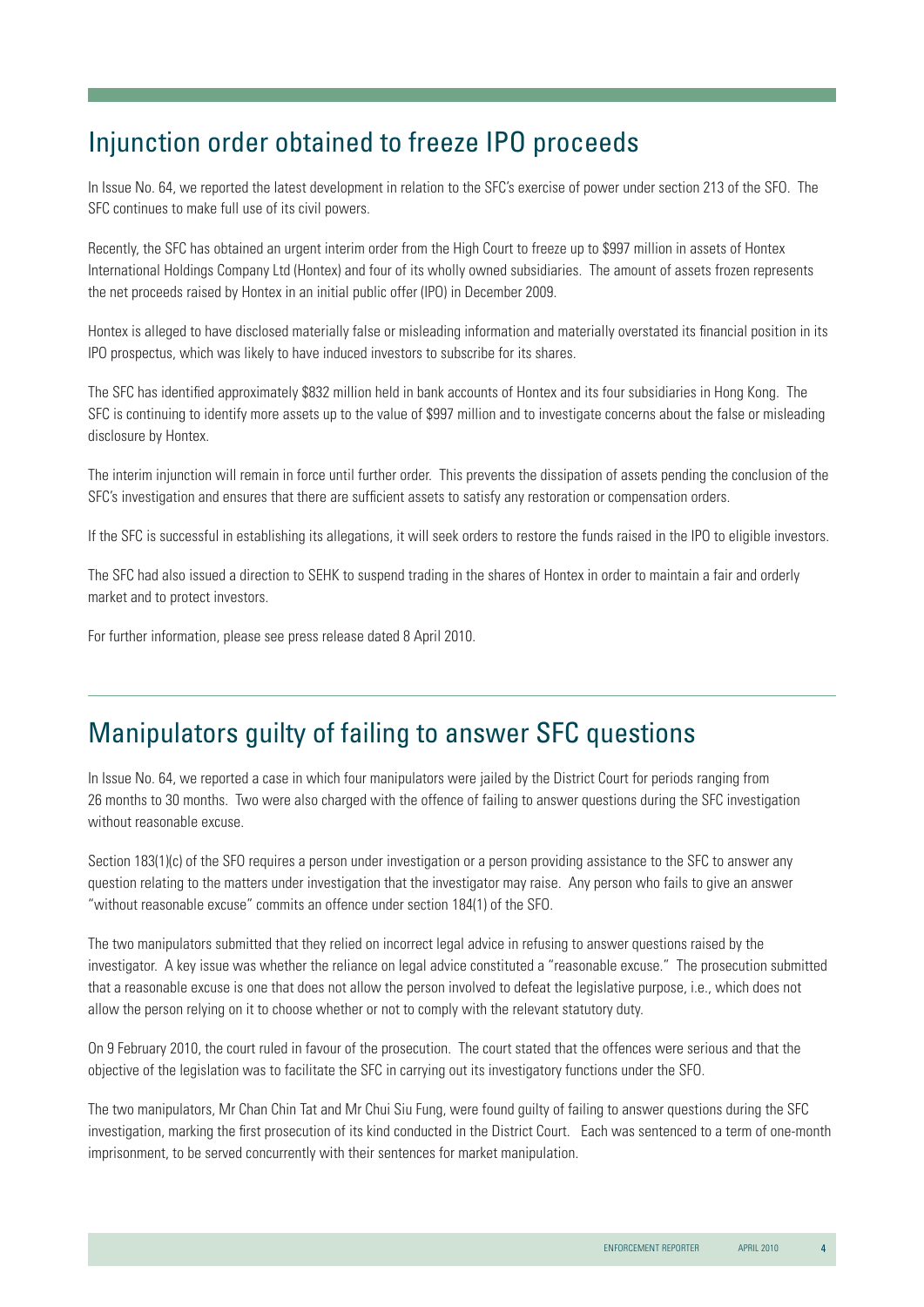## Injunction order obtained to freeze IPO proceeds

In Issue No. 64, we reported the latest development in relation to the SFC's exercise of power under section 213 of the SFO. The SFC continues to make full use of its civil powers.

Recently, the SFC has obtained an urgent interim order from the High Court to freeze up to $997 million in assets of Hontex International Holdings Company Ltd (Hontex) and four of its wholly owned subsidiaries. The amount of assets frozen represents the net proceeds raised by Hontex in an initial public offer (IPO) in December 2009.

Hontex is alleged to have disclosed materially false or misleading information and materially overstated its financial position in its IPO prospectus, which was likely to have induced investors to subscribe for its shares.

The SFC has identified approximately $832 million held in bank accounts of Hontex and its four subsidiaries in Hong Kong. The SFC is continuing to identify more assets up to the value of $997 million and to investigate concerns about the false or misleading disclosure by Hontex.

The interim injunction will remain in force until further order. This prevents the dissipation of assets pending the conclusion of the SFC's investigation and ensures that there are sufficient assets to satisfy any restoration or compensation orders.

If the SFC is successful in establishing its allegations, it will seek orders to restore the funds raised in the IPO to eligible investors.

The SFC had also issued a direction to SEHK to suspend trading in the shares of Hontex in order to maintain a fair and orderly market and to protect investors.

For further information, please see press release dated 8 April 2010.

## Manipulators guilty of failing to answer SFC questions

In Issue No. 64, we reported a case in which four manipulators were jailed by the District Court for periods ranging from 26 months to 30 months. Two were also charged with the offence of failing to answer questions during the SFC investigation without reasonable excuse.

Section 183(1)(c) of the SFO requires a person under investigation or a person providing assistance to the SFC to answer any question relating to the matters under investigation that the investigator may raise. Any person who fails to give an answer "without reasonable excuse" commits an offence under section 184(1) of the SFO.

The two manipulators submitted that they relied on incorrect legal advice in refusing to answer questions raised by the investigator. A key issue was whether the reliance on legal advice constituted a "reasonable excuse." The prosecution submitted that a reasonable excuse is one that does not allow the person involved to defeat the legislative purpose, i.e., which does not allow the person relying on it to choose whether or not to comply with the relevant statutory duty.

On 9 February 2010, the court ruled in favour of the prosecution. The court stated that the offences were serious and that the objective of the legislation was to facilitate the SFC in carrying out its investigatory functions under the SFO.

The two manipulators, Mr Chan Chin Tat and Mr Chui Siu Fung, were found guilty of failing to answer questions during the SFC investigation, marking the first prosecution of its kind conducted in the District Court. Each was sentenced to a term of one-month imprisonment, to be served concurrently with their sentences for market manipulation.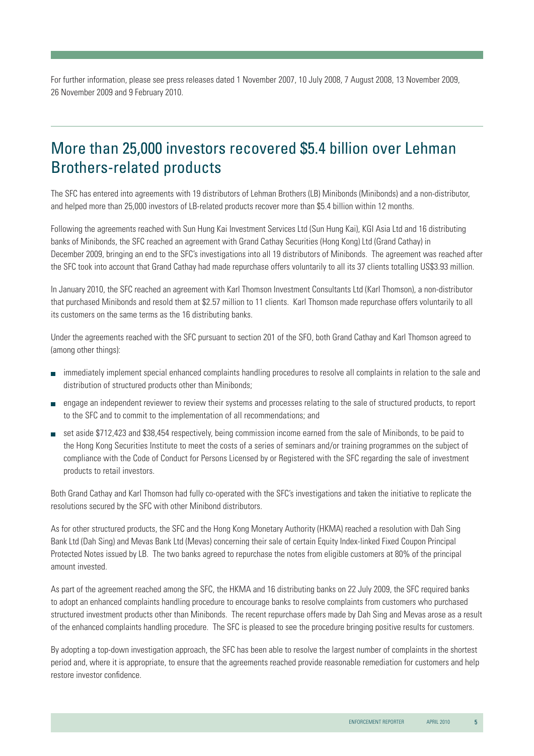For further information, please see press releases dated 1 November 2007, 10 July 2008, 7 August 2008, 13 November 2009, 26 November 2009 and 9 February 2010.

## More than 25,000 investors recovered $5.4 billion over Lehman Brothers-related products

The SFC has entered into agreements with 19 distributors of Lehman Brothers (LB) Minibonds (Minibonds) and a non-distributor, and helped more than 25,000 investors of LB-related products recover more than $5.4 billion within 12 months.

Following the agreements reached with Sun Hung Kai Investment Services Ltd (Sun Hung Kai), KGI Asia Ltd and 16 distributing banks of Minibonds, the SFC reached an agreement with Grand Cathay Securities (Hong Kong) Ltd (Grand Cathay) in December 2009, bringing an end to the SFC's investigations into all 19 distributors of Minibonds. The agreement was reached after the SFC took into account that Grand Cathay had made repurchase offers voluntarily to all its 37 clients totalling US$3.93 million.

In January 2010, the SFC reached an agreement with Karl Thomson Investment Consultants Ltd (Karl Thomson), a non-distributor that purchased Minibonds and resold them at $2.57 million to 11 clients. Karl Thomson made repurchase offers voluntarily to all its customers on the same terms as the 16 distributing banks.

Under the agreements reached with the SFC pursuant to section 201 of the SFO, both Grand Cathay and Karl Thomson agreed to (among other things):

- immediately implement special enhanced complaints handling procedures to resolve all complaints in relation to the sale and distribution of structured products other than Minibonds;
- engage an independent reviewer to review their systems and processes relating to the sale of structured products, to report to the SFC and to commit to the implementation of all recommendations; and
- set aside $712,423 and $38,454 respectively, being commission income earned from the sale of Minibonds, to be paid to the Hong Kong Securities Institute to meet the costs of a series of seminars and/or training programmes on the subject of compliance with the Code of Conduct for Persons Licensed by or Registered with the SFC regarding the sale of investment products to retail investors.

Both Grand Cathay and Karl Thomson had fully co-operated with the SFC's investigations and taken the initiative to replicate the resolutions secured by the SFC with other Minibond distributors.

As for other structured products, the SFC and the Hong Kong Monetary Authority (HKMA) reached a resolution with Dah Sing Bank Ltd (Dah Sing) and Mevas Bank Ltd (Mevas) concerning their sale of certain Equity Index-linked Fixed Coupon Principal Protected Notes issued by LB. The two banks agreed to repurchase the notes from eligible customers at 80% of the principal amount invested.

As part of the agreement reached among the SFC, the HKMA and 16 distributing banks on 22 July 2009, the SFC required banks to adopt an enhanced complaints handling procedure to encourage banks to resolve complaints from customers who purchased structured investment products other than Minibonds. The recent repurchase offers made by Dah Sing and Mevas arose as a result of the enhanced complaints handling procedure. The SFC is pleased to see the procedure bringing positive results for customers.

By adopting a top-down investigation approach, the SFC has been able to resolve the largest number of complaints in the shortest period and, where it is appropriate, to ensure that the agreements reached provide reasonable remediation for customers and help restore investor confidence.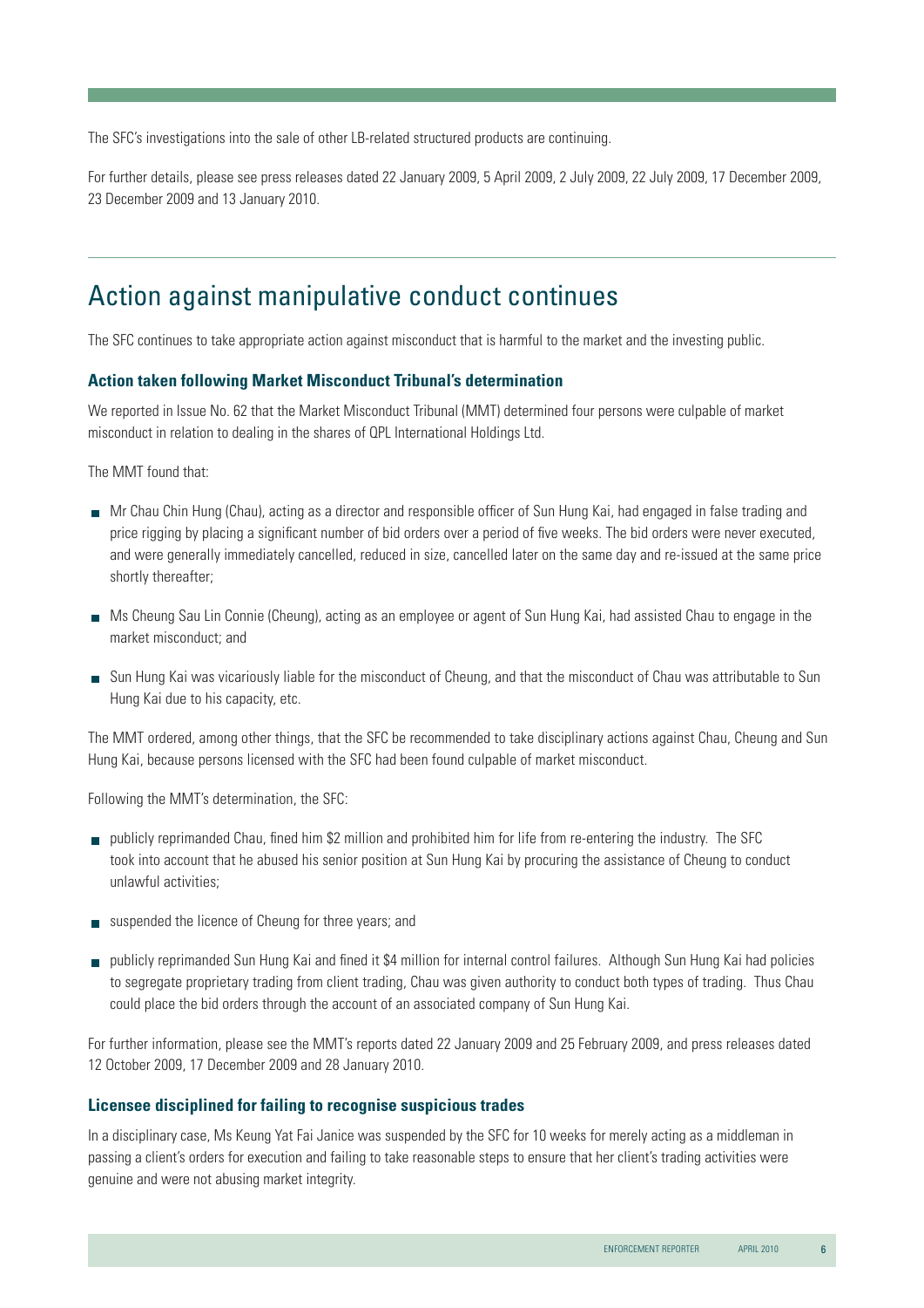The SFC's investigations into the sale of other LB-related structured products are continuing.

For further details, please see press releases dated 22 January 2009, 5 April 2009, 2 July 2009, 22 July 2009, 17 December 2009, 23 December 2009 and 13 January 2010.

## Action against manipulative conduct continues

The SFC continues to take appropriate action against misconduct that is harmful to the market and the investing public.

### Action taken following Market Misconduct Tribunal's determination

We reported in Issue No. 62 that the Market Misconduct Tribunal (MMT) determined four persons were culpable of market misconduct in relation to dealing in the shares of QPL International Holdings Ltd.

The MMT found that:

- Mr Chau Chin Hung (Chau), acting as a director and responsible officer of Sun Hung Kai, had engaged in false trading and price rigging by placing a significant number of bid orders over a period of five weeks. The bid orders were never executed, and were generally immediately cancelled, reduced in size, cancelled later on the same day and re-issued at the same price shortly thereafter;
- Ms Cheung Sau Lin Connie (Cheung), acting as an employee or agent of Sun Hung Kai, had assisted Chau to engage in the market misconduct; and
- Sun Hung Kai was vicariously liable for the misconduct of Cheung, and that the misconduct of Chau was attributable to Sun Hung Kai due to his capacity, etc.

The MMT ordered, among other things, that the SFC be recommended to take disciplinary actions against Chau, Cheung and Sun Hung Kai, because persons licensed with the SFC had been found culpable of market misconduct.

Following the MMT's determination, the SFC:

- publicly reprimanded Chau, fined him $2 million and prohibited him for life from re-entering the industry. The SFC took into account that he abused his senior position at Sun Hung Kai by procuring the assistance of Cheung to conduct unlawful activities;
- suspended the licence of Cheung for three years; and
- publicly reprimanded Sun Hung Kai and fined it $4 million for internal control failures. Although Sun Hung Kai had policies to segregate proprietary trading from client trading, Chau was given authority to conduct both types of trading. Thus Chau could place the bid orders through the account of an associated company of Sun Hung Kai.

For further information, please see the MMT's reports dated 22 January 2009 and 25 February 2009, and press releases dated 12 October 2009, 17 December 2009 and 28 January 2010.

### Licensee disciplined for failing to recognise suspicious trades

In a disciplinary case, Ms Keung Yat Fai Janice was suspended by the SFC for 10 weeks for merely acting as a middleman in passing a client's orders for execution and failing to take reasonable steps to ensure that her client's trading activities were genuine and were not abusing market integrity.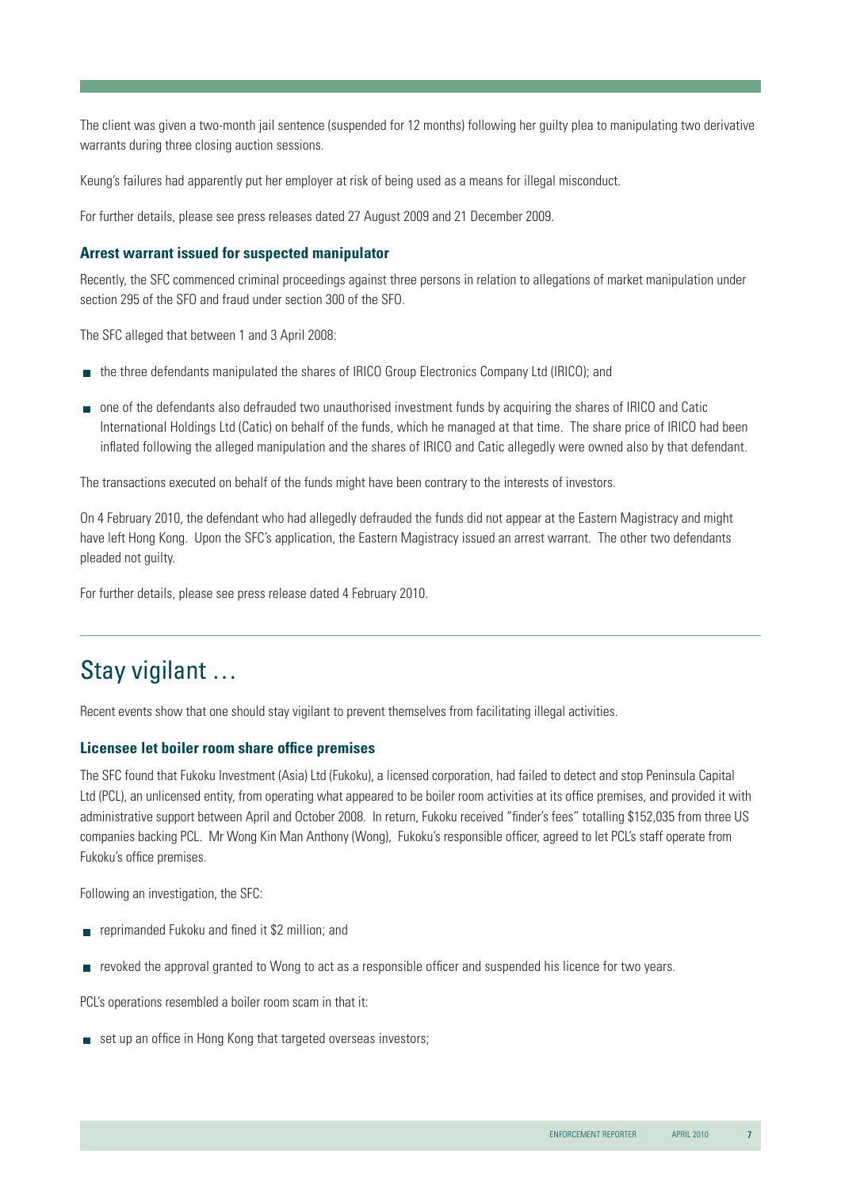The client was given a two-month jail sentence (suspended for 12 months) following her guilty plea to manipulating two derivative warrants during three closing auction sessions.

Keung's failures had apparently put her employer at risk of being used as a means for illegal misconduct.

For further details, please see press releases dated 27 August 2009 and 21 December 2009.

### Arrest warrant issued for suspected manipulator

Recently, the SFC commenced criminal proceedings against three persons in relation to allegations of market manipulation under section 295 of the SFO and fraud under section 300 of the SFO.

The SFC alleged that between 1 and 3 April 2008:

- the three defendants manipulated the shares of IRICO Group Electronics Company Ltd (IRICO); and
- one of the defendants also defrauded two unauthorised investment funds by acquiring the shares of IRICO and Catic International Holdings Ltd (Catic) on behalf of the funds, which he managed at that time. The share price of IRICO had been inflated following the alleged manipulation and the shares of IRICO and Catic allegedly were owned also by that defendant.

The transactions executed on behalf of the funds might have been contrary to the interests of investors.

On 4 February 2010, the defendant who had allegedly defrauded the funds did not appear at the Eastern Magistracy and might have left Hong Kong. Upon the SFC's application, the Eastern Magistracy issued an arrest warrant. The other two defendants pleaded not guilty.

For further details, please see press release dated 4 February 2010.

## Stay vigilant …

Recent events show that one should stay vigilant to prevent themselves from facilitating illegal activities.

### Licensee let boiler room share office premises

The SFC found that Fukoku Investment (Asia) Ltd (Fukoku), a licensed corporation, had failed to detect and stop Peninsula Capital Ltd (PCL), an unlicensed entity, from operating what appeared to be boiler room activities at its office premises, and provided it with administrative support between April and October 2008. In return, Fukoku received "finder's fees" totalling $152,035 from three US companies backing PCL. Mr Wong Kin Man Anthony (Wong), Fukoku's responsible officer, agreed to let PCL's staff operate from Fukoku's office premises.

Following an investigation, the SFC:

- reprimanded Fukoku and fined it $2 million; and
- revoked the approval granted to Wong to act as a responsible officer and suspended his licence for two years.

PCL's operations resembled a boiler room scam in that it:

- set up an office in Hong Kong that targeted overseas investors;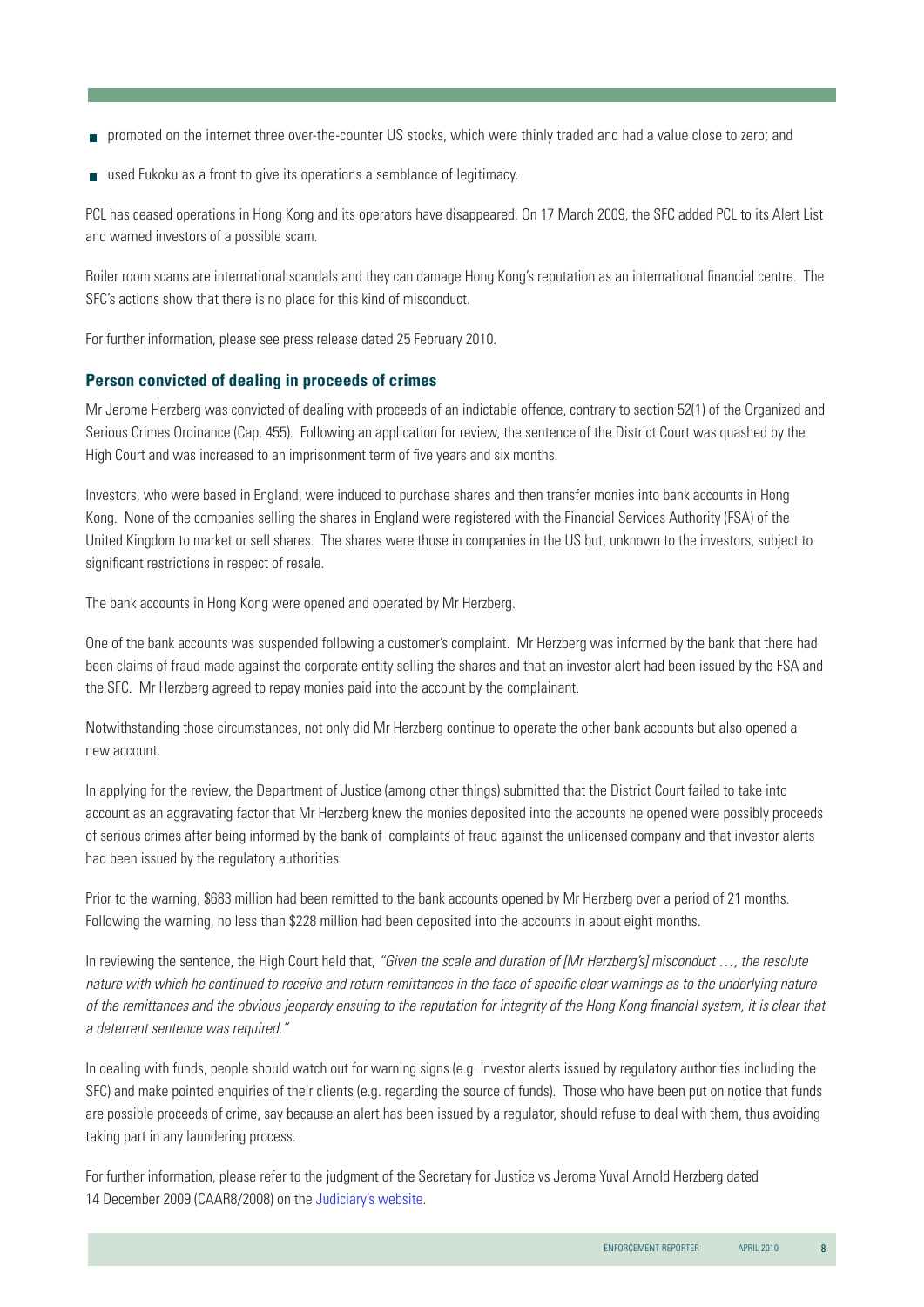- promoted on the internet three over-the-counter US stocks, which were thinly traded and had a value close to zero; and
- used Fukoku as a front to give its operations a semblance of legitimacy.

PCL has ceased operations in Hong Kong and its operators have disappeared. On 17 March 2009, the SFC added PCL to its Alert List and warned investors of a possible scam.

Boiler room scams are international scandals and they can damage Hong Kong's reputation as an international financial centre. The SFC's actions show that there is no place for this kind of misconduct.

For further information, please see press release dated 25 February 2010.

### Person convicted of dealing in proceeds of crimes

Mr Jerome Herzberg was convicted of dealing with proceeds of an indictable offence, contrary to section 52(1) of the Organized and Serious Crimes Ordinance (Cap. 455). Following an application for review, the sentence of the District Court was quashed by the High Court and was increased to an imprisonment term of five years and six months.

Investors, who were based in England, were induced to purchase shares and then transfer monies into bank accounts in Hong Kong. None of the companies selling the shares in England were registered with the Financial Services Authority (FSA) of the United Kingdom to market or sell shares. The shares were those in companies in the US but, unknown to the investors, subject to significant restrictions in respect of resale.

The bank accounts in Hong Kong were opened and operated by Mr Herzberg.

One of the bank accounts was suspended following a customer's complaint. Mr Herzberg was informed by the bank that there had been claims of fraud made against the corporate entity selling the shares and that an investor alert had been issued by the FSA and the SFC. Mr Herzberg agreed to repay monies paid into the account by the complainant.

Notwithstanding those circumstances, not only did Mr Herzberg continue to operate the other bank accounts but also opened a new account.

In applying for the review, the Department of Justice (among other things) submitted that the District Court failed to take into account as an aggravating factor that Mr Herzberg knew the monies deposited into the accounts he opened were possibly proceeds of serious crimes after being informed by the bank of complaints of fraud against the unlicensed company and that investor alerts had been issued by the regulatory authorities.

Prior to the warning, $683 million had been remitted to the bank accounts opened by Mr Herzberg over a period of 21 months. Following the warning, no less than $228 million had been deposited into the accounts in about eight months.

In reviewing the sentence, the High Court held that, *"Given the scale and duration of [Mr Herzberg's] misconduct …, the resolute nature with which he continued to receive and return remittances in the face of specific clear warnings as to the underlying nature of the remittances and the obvious jeopardy ensuing to the reputation for integrity of the Hong Kong financial system, it is clear that a deterrent sentence was required."*

In dealing with funds, people should watch out for warning signs (e.g. investor alerts issued by regulatory authorities including the SFC) and make pointed enquiries of their clients (e.g. regarding the source of funds). Those who have been put on notice that funds are possible proceeds of crime, say because an alert has been issued by a regulator, should refuse to deal with them, thus avoiding taking part in any laundering process.

For further information, please refer to the judgment of the Secretary for Justice vs Jerome Yuval Arnold Herzberg dated 14 December 2009 (CAAR8/2008) on the Judiciary's website.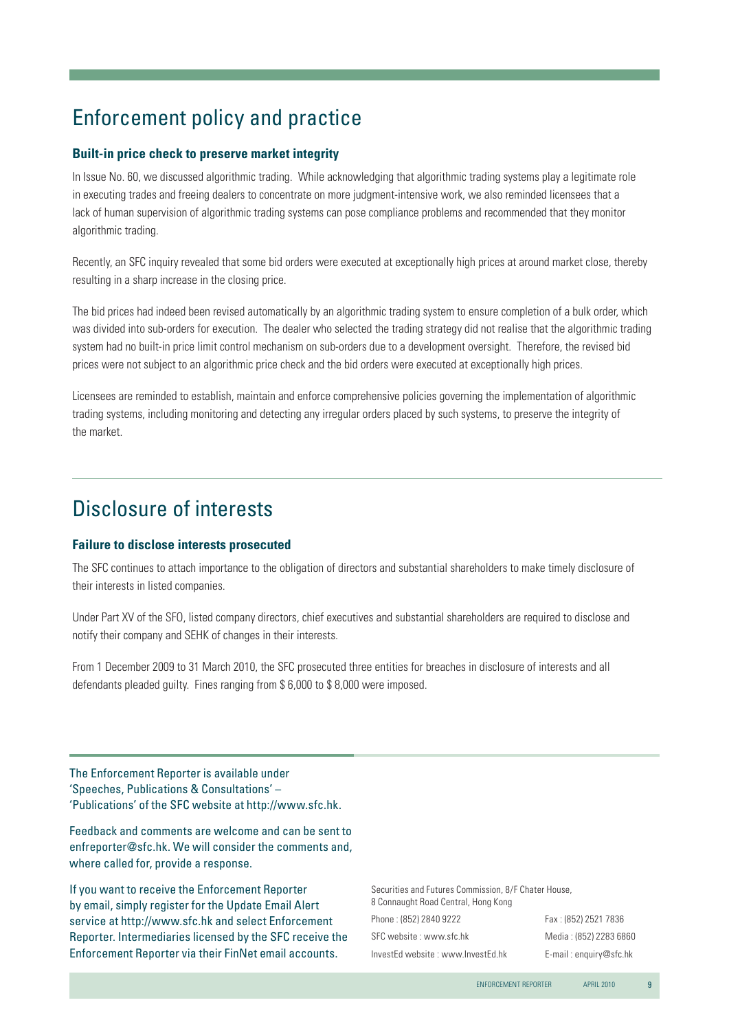## Enforcement policy and practice

### Built-in price check to preserve market integrity

In Issue No. 60, we discussed algorithmic trading. While acknowledging that algorithmic trading systems play a legitimate role in executing trades and freeing dealers to concentrate on more judgment-intensive work, we also reminded licensees that a lack of human supervision of algorithmic trading systems can pose compliance problems and recommended that they monitor algorithmic trading.

Recently, an SFC inquiry revealed that some bid orders were executed at exceptionally high prices at around market close, thereby resulting in a sharp increase in the closing price.

The bid prices had indeed been revised automatically by an algorithmic trading system to ensure completion of a bulk order, which was divided into sub-orders for execution. The dealer who selected the trading strategy did not realise that the algorithmic trading system had no built-in price limit control mechanism on sub-orders due to a development oversight. Therefore, the revised bid prices were not subject to an algorithmic price check and the bid orders were executed at exceptionally high prices.

Licensees are reminded to establish, maintain and enforce comprehensive policies governing the implementation of algorithmic trading systems, including monitoring and detecting any irregular orders placed by such systems, to preserve the integrity of the market.

## Disclosure of interests

### Failure to disclose interests prosecuted

The SFC continues to attach importance to the obligation of directors and substantial shareholders to make timely disclosure of their interests in listed companies.

Under Part XV of the SFO, listed company directors, chief executives and substantial shareholders are required to disclose and notify their company and SEHK of changes in their interests.

From 1 December 2009 to 31 March 2010, the SFC prosecuted three entities for breaches in disclosure of interests and all defendants pleaded guilty. Fines ranging from $ 6,000 to $ 8,000 were imposed.

The Enforcement Reporter is available under 'Speeches, Publications & Consultations' – 'Publications' of the SFC website at http://www.sfc.hk.

Feedback and comments are welcome and can be sent to enfreporter@sfc.hk. We will consider the comments and, where called for, provide a response.

If you want to receive the Enforcement Reporter by email, simply register for the Update Email Alert service at http://www.sfc.hk and select Enforcement Reporter. Intermediaries licensed by the SFC receive the Enforcement Reporter via their FinNet email accounts.

Securities and Futures Commission, 8/F Chater House, 8 Connaught Road Central, Hong Kong

Phone : (852) 2840 9222
Fax : (852) 2521 7836
SFC website : www.sfc.hk
Media : (852) 2283 6860
InvestEd website : www.InvestEd.hk
E-mail : enquiry@sfc.hk